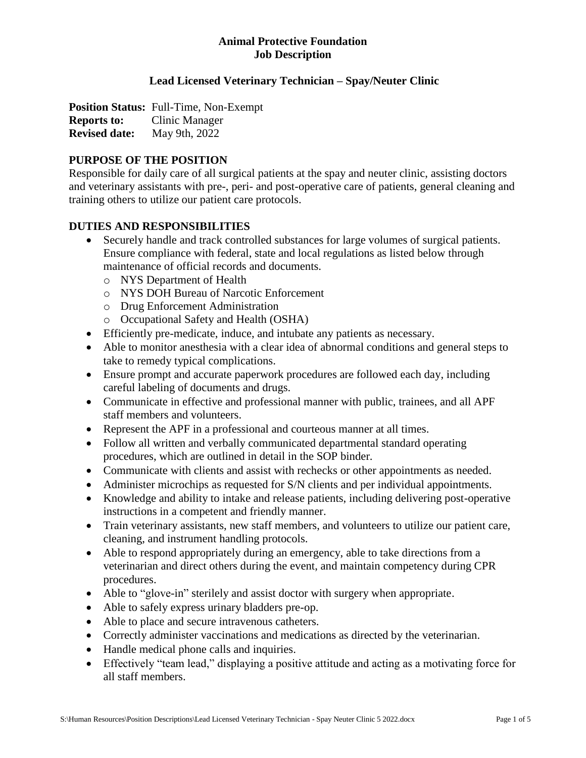**Animal Protective Foundation**
**Job Description**

### Lead Licensed Veterinary Technician – Spay/Neuter Clinic

**Position Status:** Full-Time, Non-Exempt
**Reports to:** Clinic Manager
**Revised date:** May 9th, 2022

## PURPOSE OF THE POSITION

Responsible for daily care of all surgical patients at the spay and neuter clinic, assisting doctors and veterinary assistants with pre-, peri- and post-operative care of patients, general cleaning and training others to utilize our patient care protocols.

## DUTIES AND RESPONSIBILITIES

- Securely handle and track controlled substances for large volumes of surgical patients. Ensure compliance with federal, state and local regulations as listed below through maintenance of official records and documents.
  - NYS Department of Health
  - NYS DOH Bureau of Narcotic Enforcement
  - Drug Enforcement Administration
  - Occupational Safety and Health (OSHA)
- Efficiently pre-medicate, induce, and intubate any patients as necessary.
- Able to monitor anesthesia with a clear idea of abnormal conditions and general steps to take to remedy typical complications.
- Ensure prompt and accurate paperwork procedures are followed each day, including careful labeling of documents and drugs.
- Communicate in effective and professional manner with public, trainees, and all APF staff members and volunteers.
- Represent the APF in a professional and courteous manner at all times.
- Follow all written and verbally communicated departmental standard operating procedures, which are outlined in detail in the SOP binder.
- Communicate with clients and assist with rechecks or other appointments as needed.
- Administer microchips as requested for S/N clients and per individual appointments.
- Knowledge and ability to intake and release patients, including delivering post-operative instructions in a competent and friendly manner.
- Train veterinary assistants, new staff members, and volunteers to utilize our patient care, cleaning, and instrument handling protocols.
- Able to respond appropriately during an emergency, able to take directions from a veterinarian and direct others during the event, and maintain competency during CPR procedures.
- Able to "glove-in" sterilely and assist doctor with surgery when appropriate.
- Able to safely express urinary bladders pre-op.
- Able to place and secure intravenous catheters.
- Correctly administer vaccinations and medications as directed by the veterinarian.
- Handle medical phone calls and inquiries.
- Effectively "team lead," displaying a positive attitude and acting as a motivating force for all staff members.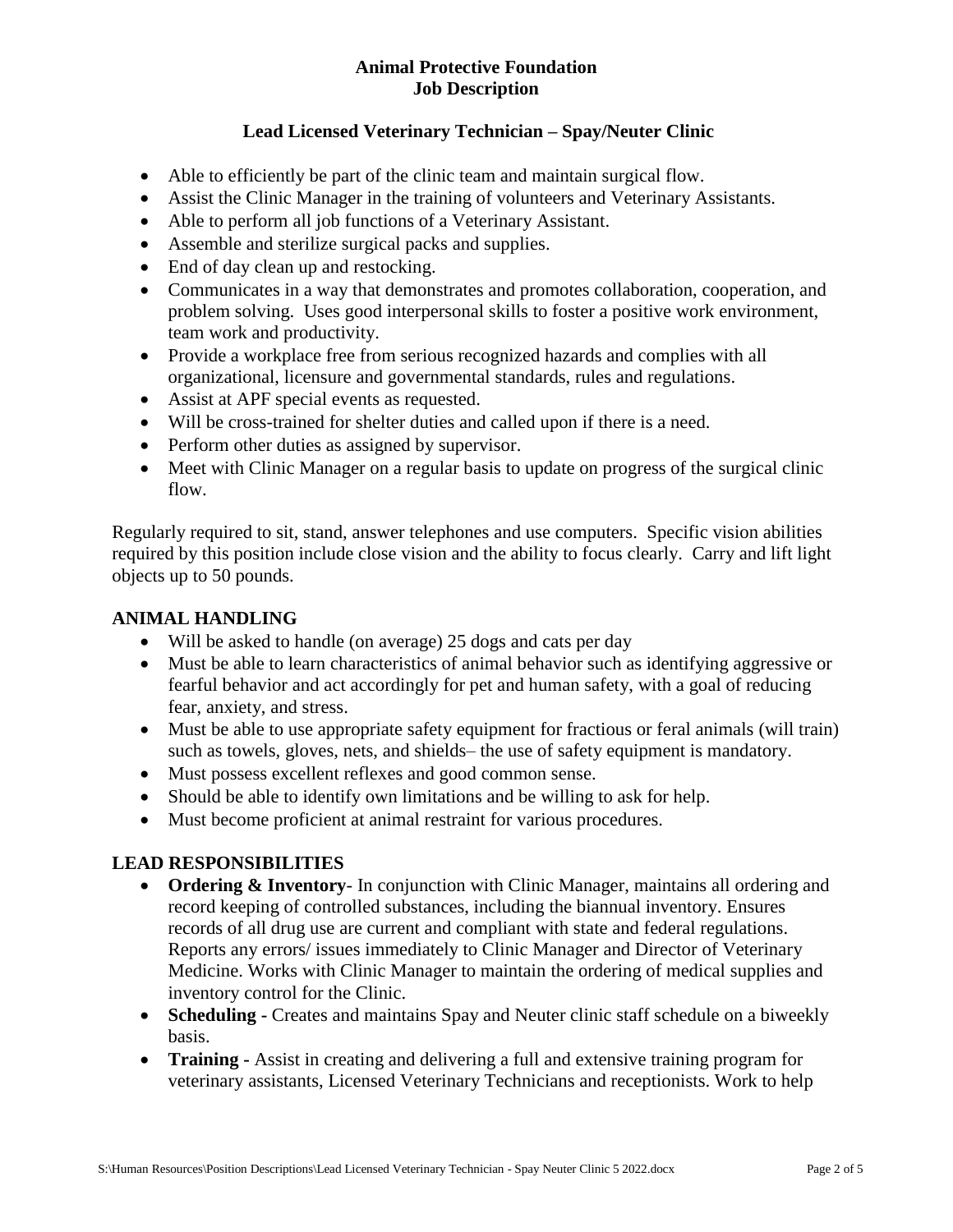**Animal Protective Foundation**
**Job Description**

**Lead Licensed Veterinary Technician – Spay/Neuter Clinic**

- Able to efficiently be part of the clinic team and maintain surgical flow.
- Assist the Clinic Manager in the training of volunteers and Veterinary Assistants.
- Able to perform all job functions of a Veterinary Assistant.
- Assemble and sterilize surgical packs and supplies.
- End of day clean up and restocking.
- Communicates in a way that demonstrates and promotes collaboration, cooperation, and problem solving. Uses good interpersonal skills to foster a positive work environment, team work and productivity.
- Provide a workplace free from serious recognized hazards and complies with all organizational, licensure and governmental standards, rules and regulations.
- Assist at APF special events as requested.
- Will be cross-trained for shelter duties and called upon if there is a need.
- Perform other duties as assigned by supervisor.
- Meet with Clinic Manager on a regular basis to update on progress of the surgical clinic flow.

Regularly required to sit, stand, answer telephones and use computers. Specific vision abilities required by this position include close vision and the ability to focus clearly. Carry and lift light objects up to 50 pounds.

## ANIMAL HANDLING

- Will be asked to handle (on average) 25 dogs and cats per day
- Must be able to learn characteristics of animal behavior such as identifying aggressive or fearful behavior and act accordingly for pet and human safety, with a goal of reducing fear, anxiety, and stress.
- Must be able to use appropriate safety equipment for fractious or feral animals (will train) such as towels, gloves, nets, and shields– the use of safety equipment is mandatory.
- Must possess excellent reflexes and good common sense.
- Should be able to identify own limitations and be willing to ask for help.
- Must become proficient at animal restraint for various procedures.

## LEAD RESPONSIBILITIES

- **Ordering & Inventory**- In conjunction with Clinic Manager, maintains all ordering and record keeping of controlled substances, including the biannual inventory. Ensures records of all drug use are current and compliant with state and federal regulations. Reports any errors/ issues immediately to Clinic Manager and Director of Veterinary Medicine. Works with Clinic Manager to maintain the ordering of medical supplies and inventory control for the Clinic.
- **Scheduling -** Creates and maintains Spay and Neuter clinic staff schedule on a biweekly basis.
- **Training -** Assist in creating and delivering a full and extensive training program for veterinary assistants, Licensed Veterinary Technicians and receptionists. Work to help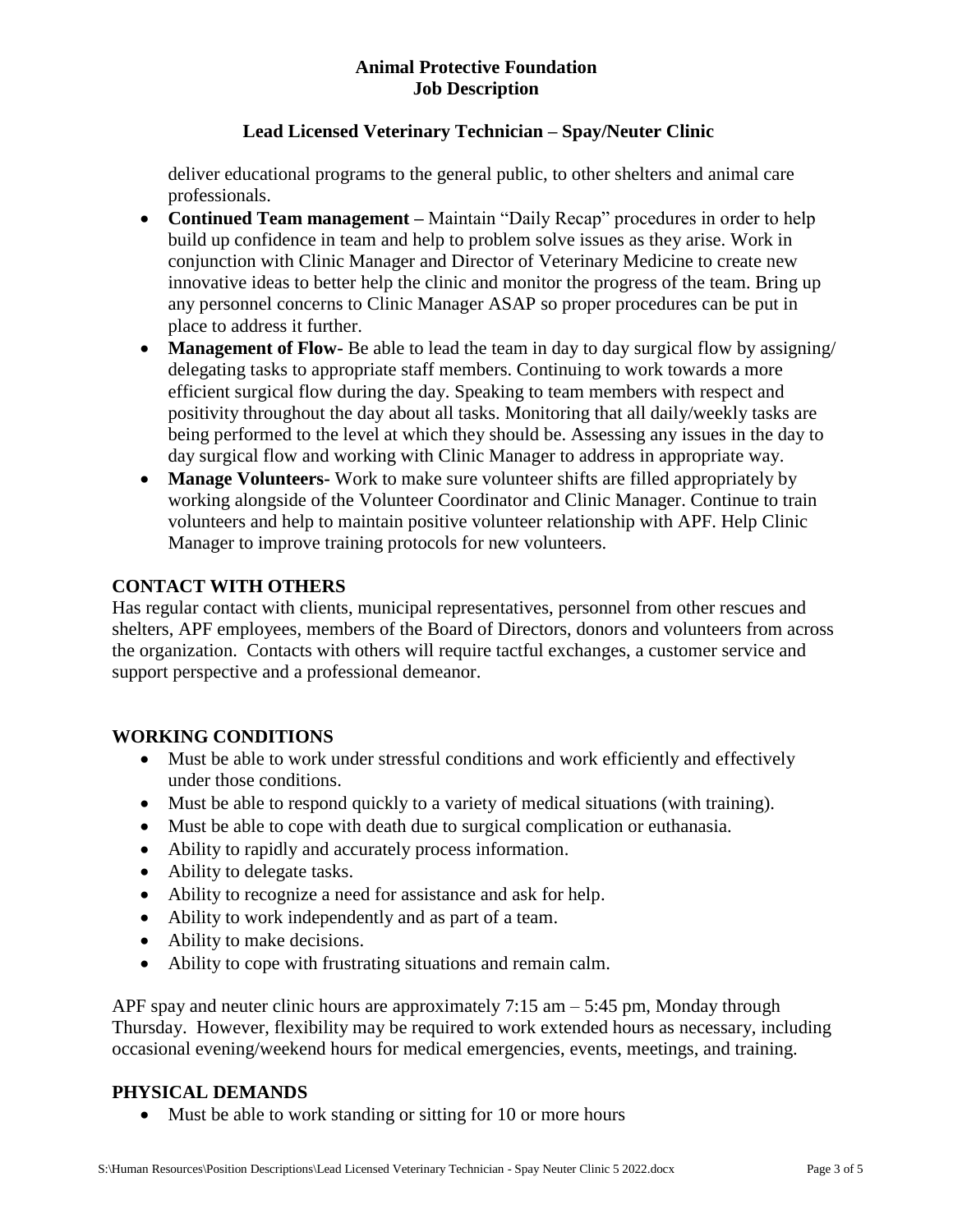deliver educational programs to the general public, to other shelters and animal care professionals.

- **Continued Team management –** Maintain "Daily Recap" procedures in order to help build up confidence in team and help to problem solve issues as they arise. Work in conjunction with Clinic Manager and Director of Veterinary Medicine to create new innovative ideas to better help the clinic and monitor the progress of the team. Bring up any personnel concerns to Clinic Manager ASAP so proper procedures can be put in place to address it further.
- **Management of Flow-** Be able to lead the team in day to day surgical flow by assigning/ delegating tasks to appropriate staff members. Continuing to work towards a more efficient surgical flow during the day. Speaking to team members with respect and positivity throughout the day about all tasks. Monitoring that all daily/weekly tasks are being performed to the level at which they should be. Assessing any issues in the day to day surgical flow and working with Clinic Manager to address in appropriate way.
- **Manage Volunteers-** Work to make sure volunteer shifts are filled appropriately by working alongside of the Volunteer Coordinator and Clinic Manager. Continue to train volunteers and help to maintain positive volunteer relationship with APF. Help Clinic Manager to improve training protocols for new volunteers.

## CONTACT WITH OTHERS

Has regular contact with clients, municipal representatives, personnel from other rescues and shelters, APF employees, members of the Board of Directors, donors and volunteers from across the organization. Contacts with others will require tactful exchanges, a customer service and support perspective and a professional demeanor.

## WORKING CONDITIONS

- Must be able to work under stressful conditions and work efficiently and effectively under those conditions.
- Must be able to respond quickly to a variety of medical situations (with training).
- Must be able to cope with death due to surgical complication or euthanasia.
- Ability to rapidly and accurately process information.
- Ability to delegate tasks.
- Ability to recognize a need for assistance and ask for help.
- Ability to work independently and as part of a team.
- Ability to make decisions.
- Ability to cope with frustrating situations and remain calm.

APF spay and neuter clinic hours are approximately 7:15 am – 5:45 pm, Monday through Thursday. However, flexibility may be required to work extended hours as necessary, including occasional evening/weekend hours for medical emergencies, events, meetings, and training.

## PHYSICAL DEMANDS

- Must be able to work standing or sitting for 10 or more hours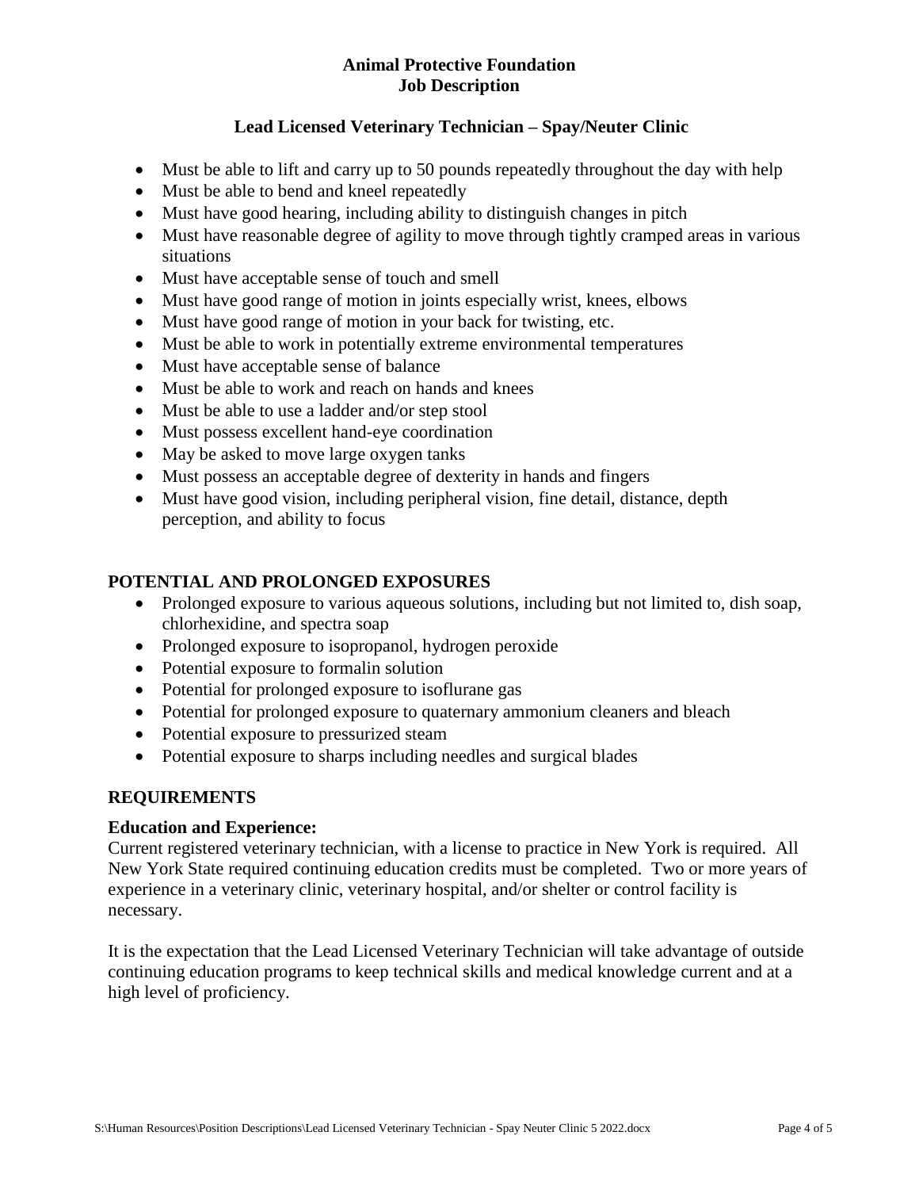**Animal Protective Foundation**
**Job Description**

**Lead Licensed Veterinary Technician – Spay/Neuter Clinic**

- Must be able to lift and carry up to 50 pounds repeatedly throughout the day with help
- Must be able to bend and kneel repeatedly
- Must have good hearing, including ability to distinguish changes in pitch
- Must have reasonable degree of agility to move through tightly cramped areas in various situations
- Must have acceptable sense of touch and smell
- Must have good range of motion in joints especially wrist, knees, elbows
- Must have good range of motion in your back for twisting, etc.
- Must be able to work in potentially extreme environmental temperatures
- Must have acceptable sense of balance
- Must be able to work and reach on hands and knees
- Must be able to use a ladder and/or step stool
- Must possess excellent hand-eye coordination
- May be asked to move large oxygen tanks
- Must possess an acceptable degree of dexterity in hands and fingers
- Must have good vision, including peripheral vision, fine detail, distance, depth perception, and ability to focus

## POTENTIAL AND PROLONGED EXPOSURES

- Prolonged exposure to various aqueous solutions, including but not limited to, dish soap, chlorhexidine, and spectra soap
- Prolonged exposure to isopropanol, hydrogen peroxide
- Potential exposure to formalin solution
- Potential for prolonged exposure to isoflurane gas
- Potential for prolonged exposure to quaternary ammonium cleaners and bleach
- Potential exposure to pressurized steam
- Potential exposure to sharps including needles and surgical blades

## REQUIREMENTS

### Education and Experience:

Current registered veterinary technician, with a license to practice in New York is required. All New York State required continuing education credits must be completed. Two or more years of experience in a veterinary clinic, veterinary hospital, and/or shelter or control facility is necessary.

It is the expectation that the Lead Licensed Veterinary Technician will take advantage of outside continuing education programs to keep technical skills and medical knowledge current and at a high level of proficiency.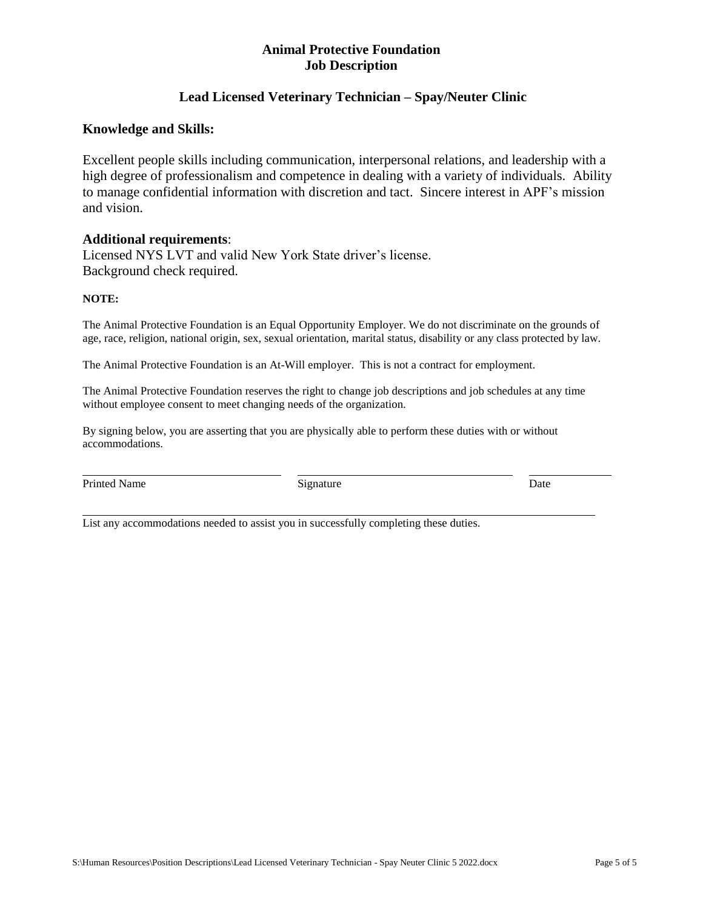**Animal Protective Foundation**
**Job Description**

## Lead Licensed Veterinary Technician – Spay/Neuter Clinic

### Knowledge and Skills:

Excellent people skills including communication, interpersonal relations, and leadership with a high degree of professionalism and competence in dealing with a variety of individuals. Ability to manage confidential information with discretion and tact. Sincere interest in APF's mission and vision.

### Additional requirements:

Licensed NYS LVT and valid New York State driver's license.
Background check required.

**NOTE:**

The Animal Protective Foundation is an Equal Opportunity Employer. We do not discriminate on the grounds of age, race, religion, national origin, sex, sexual orientation, marital status, disability or any class protected by law.

The Animal Protective Foundation is an At-Will employer. This is not a contract for employment.

The Animal Protective Foundation reserves the right to change job descriptions and job schedules at any time without employee consent to meet changing needs of the organization.

By signing below, you are asserting that you are physically able to perform these duties with or without accommodations.

Printed Name ____________________ Signature ____________________ Date __________

______________________________________________________________

List any accommodations needed to assist you in successfully completing these duties.